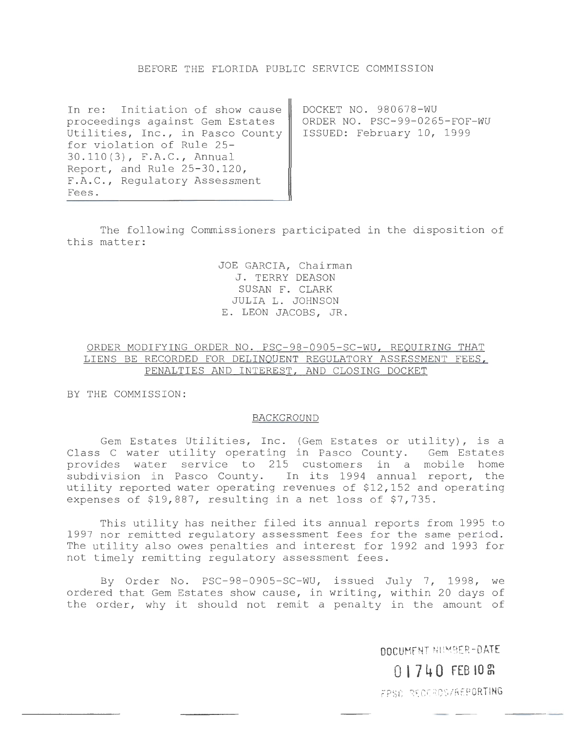BEFORE THE FLORIDA PUBLIC SERVICE COMMISSION

| In re: Initiation of show cause proceedings against Gem Estates Utilities, Inc., in Pasco County for violation of Rule 25-30.110(3), F.A.C., Annual Report, and Rule 25-30.120, F.A.C., Regulatory Assessment Fees. | DOCKET NO. 980678-WU<br>ORDER NO. PSC-99-0265-FOF-WU<br>ISSUED: February 10, 1999 |
|---|---|

The following Commissioners participated in the disposition of this matter:

JOE GARCIA, Chairman
J. TERRY DEASON
SUSAN F. CLARK
JULIA L. JOHNSON
E. LEON JACOBS, JR.

ORDER MODIFYING ORDER NO. PSC-98-0905-SC-WU, REQUIRING THAT LIENS BE RECORDED FOR DELINQUENT REGULATORY ASSESSMENT FEES, PENALTIES AND INTEREST, AND CLOSING DOCKET

BY THE COMMISSION:

BACKGROUND

Gem Estates Utilities, Inc. (Gem Estates or utility), is a Class C water utility operating in Pasco County. Gem Estates provides water service to 215 customers in a mobile home subdivision in Pasco County. In its 1994 annual report, the utility reported water operating revenues of $12,152 and operating expenses of $19,887, resulting in a net loss of $7,735.

This utility has neither filed its annual reports from 1995 to 1997 nor remitted regulatory assessment fees for the same period. The utility also owes penalties and interest for 1992 and 1993 for not timely remitting regulatory assessment fees.

By Order No. PSC-98-0905-SC-WU, issued July 7, 1998, we ordered that Gem Estates show cause, in writing, within 20 days of the order, why it should not remit a penalty in the amount of

DOCUMENT NUMBER-DATE
01740 FEB 10 99
FPSC-RECORDS/REPORTING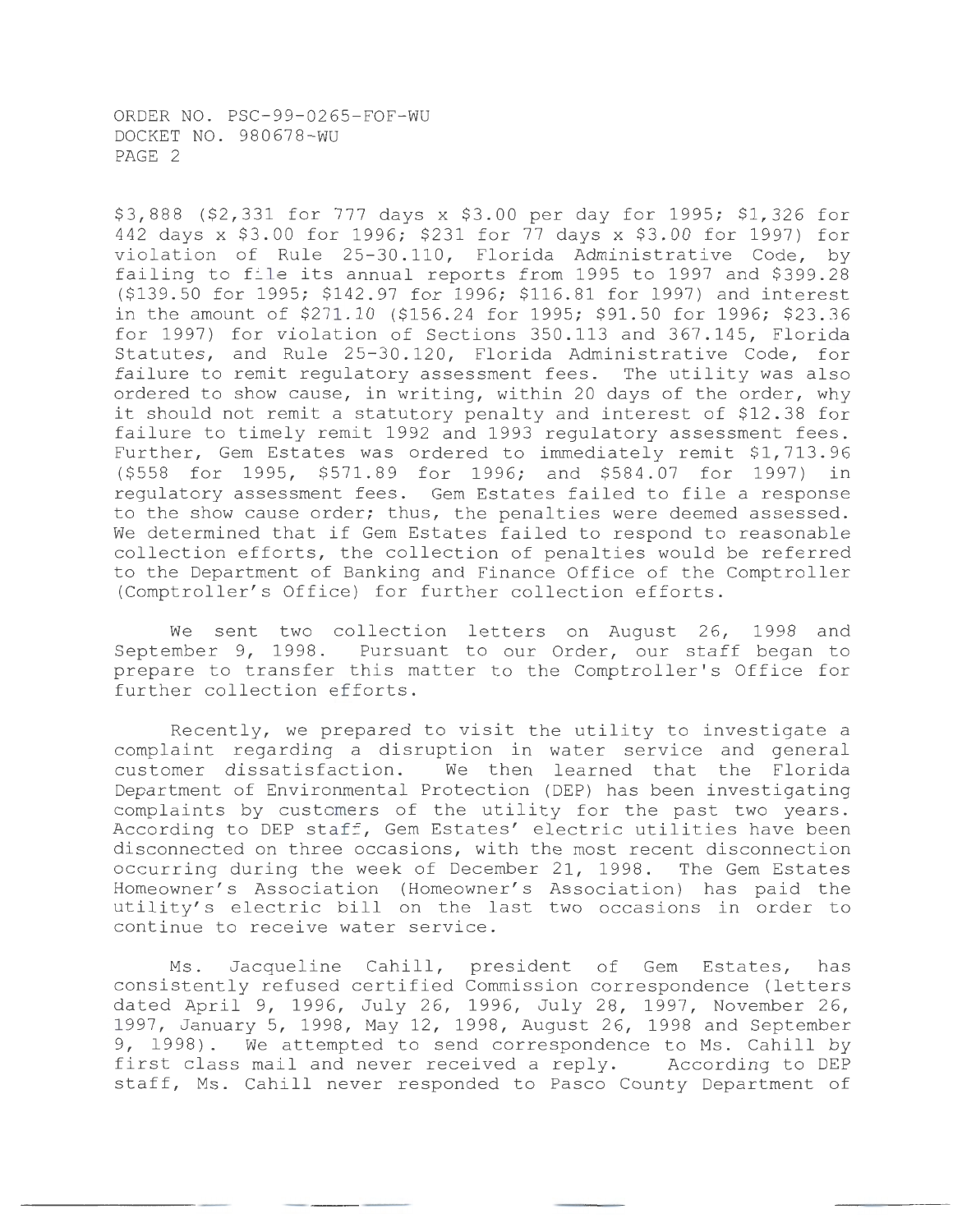$3,888 ($2,331 for 777 days x $3.00 per day for 1995; $1,326 for 442 days x $3.00 for 1996; $231 for 77 days x $3.00 for 1997) for violation of Rule 25-30.110, Florida Administrative Code, by failing to file its annual reports from 1995 to 1997 and $399.28 ($139.50 for 1995; $142.97 for 1996; $116.81 for 1997) and interest in the amount of $271.10 ($156.24 for 1995; $91.50 for 1996; $23.36 for 1997) for violation of Sections 350.113 and 367.145, Florida Statutes, and Rule 25-30.120, Florida Administrative Code, for failure to remit regulatory assessment fees. The utility was also ordered to show cause, in writing, within 20 days of the order, why it should not remit a statutory penalty and interest of $12.38 for failure to timely remit 1992 and 1993 regulatory assessment fees. Further, Gem Estates was ordered to immediately remit $1,713.96 ($558 for 1995, $571.89 for 1996; and $584.07 for 1997) in regulatory assessment fees. Gem Estates failed to file a response to the show cause order; thus, the penalties were deemed assessed. We determined that if Gem Estates failed to respond to reasonable collection efforts, the collection of penalties would be referred to the Department of Banking and Finance Office of the Comptroller (Comptroller's Office) for further collection efforts.

We sent two collection letters on August 26, 1998 and September 9, 1998. Pursuant to our Order, our staff began to prepare to transfer this matter to the Comptroller's Office for further collection efforts.

Recently, we prepared to visit the utility to investigate a complaint regarding a disruption in water service and general customer dissatisfaction. We then learned that the Florida Department of Environmental Protection (DEP) has been investigating complaints by customers of the utility for the past two years. According to DEP staff, Gem Estates' electric utilities have been disconnected on three occasions, with the most recent disconnection occurring during the week of December 21, 1998. The Gem Estates Homeowner's Association (Homeowner's Association) has paid the utility's electric bill on the last two occasions in order to continue to receive water service.

Ms. Jacqueline Cahill, president of Gem Estates, has consistently refused certified Commission correspondence (letters dated April 9, 1996, July 26, 1996, July 28, 1997, November 26, 1997, January 5, 1998, May 12, 1998, August 26, 1998 and September 9, 1998). We attempted to send correspondence to Ms. Cahill by first class mail and never received a reply. According to DEP staff, Ms. Cahill never responded to Pasco County Department of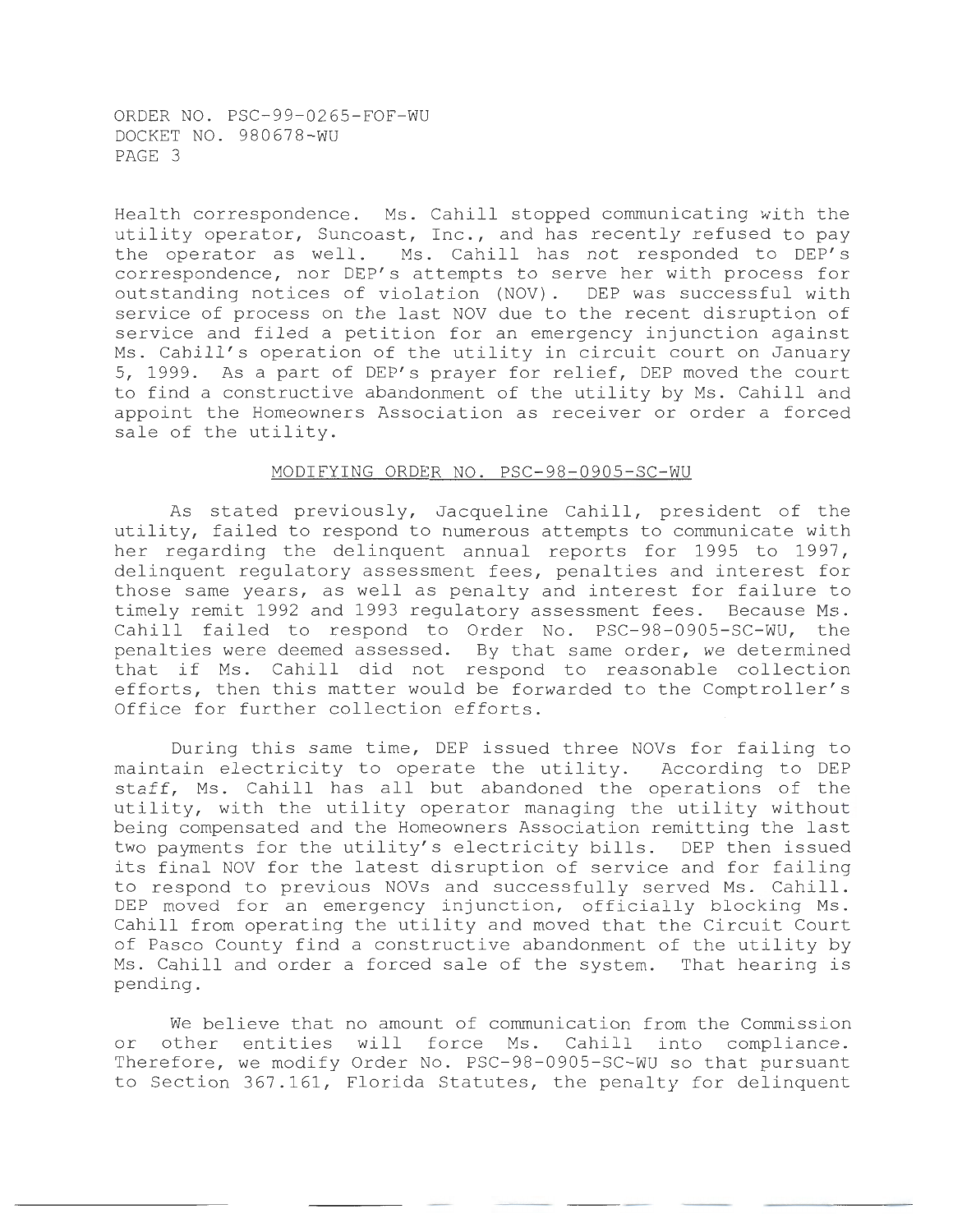Health correspondence. Ms. Cahill stopped communicating with the utility operator, Suncoast, Inc., and has recently refused to pay the operator as well. Ms. Cahill has not responded to DEP's correspondence, nor DEP's attempts to serve her with process for outstanding notices of violation (NOV). DEP was successful with service of process on the last NOV due to the recent disruption of service and filed a petition for an emergency injunction against Ms. Cahill's operation of the utility in circuit court on January 5, 1999. As a part of DEP's prayer for relief, DEP moved the court to find a constructive abandonment of the utility by Ms. Cahill and appoint the Homeowners Association as receiver or order a forced sale of the utility.

## MODIFYING ORDER NO. PSC-98-0905-SC-WU

As stated previously, Jacqueline Cahill, president of the utility, failed to respond to numerous attempts to communicate with her regarding the delinquent annual reports for 1995 to 1997, delinquent regulatory assessment fees, penalties and interest for those same years, as well as penalty and interest for failure to timely remit 1992 and 1993 regulatory assessment fees. Because Ms. Cahill failed to respond to Order No. PSC-98-0905-SC-WU, the penalties were deemed assessed. By that same order, we determined that if Ms. Cahill did not respond to reasonable collection efforts, then this matter would be forwarded to the Comptroller's Office for further collection efforts.

During this same time, DEP issued three NOVs for failing to maintain electricity to operate the utility. According to DEP staff, Ms. Cahill has all but abandoned the operations of the utility, with the utility operator managing the utility without being compensated and the Homeowners Association remitting the last two payments for the utility's electricity bills. DEP then issued its final NOV for the latest disruption of service and for failing to respond to previous NOVs and successfully served Ms. Cahill. DEP moved for an emergency injunction, officially blocking Ms. Cahill from operating the utility and moved that the Circuit Court of Pasco County find a constructive abandonment of the utility by Ms. Cahill and order a forced sale of the system. That hearing is pending.

We believe that no amount of communication from the Commission or other entities will force Ms. Cahill into compliance. Therefore, we modify Order No. PSC-98-0905-SC-WU so that pursuant to Section 367.161, Florida Statutes, the penalty for delinquent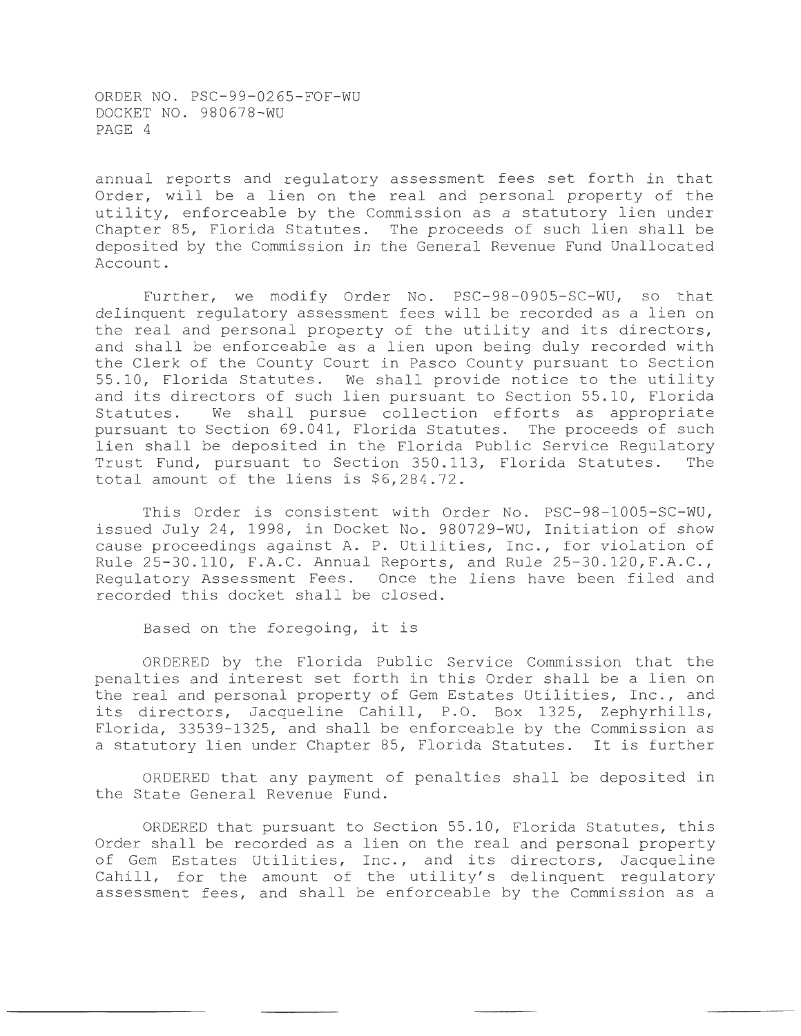annual reports and regulatory assessment fees set forth in that Order, will be a lien on the real and personal property of the utility, enforceable by the Commission as a statutory lien under Chapter 85, Florida Statutes. The proceeds of such lien shall be deposited by the Commission in the General Revenue Fund Unallocated Account.

Further, we modify Order No. PSC-98-0905-SC-WU, so that delinquent regulatory assessment fees will be recorded as a lien on the real and personal property of the utility and its directors, and shall be enforceable as a lien upon being duly recorded with the Clerk of the County Court in Pasco County pursuant to Section 55.10, Florida Statutes. We shall provide notice to the utility and its directors of such lien pursuant to Section 55.10, Florida Statutes. We shall pursue collection efforts as appropriate pursuant to Section 69.041, Florida Statutes. The proceeds of such lien shall be deposited in the Florida Public Service Regulatory Trust Fund, pursuant to Section 350.113, Florida Statutes. The total amount of the liens is $6,284.72.

This Order is consistent with Order No. PSC-98-1005-SC-WU, issued July 24, 1998, in Docket No. 980729-WU, Initiation of show cause proceedings against A. P. Utilities, Inc., for violation of Rule 25-30.110, F.A.C. Annual Reports, and Rule 25-30.120, F.A.C., Regulatory Assessment Fees. Once the liens have been filed and recorded this docket shall be closed.

Based on the foregoing, it is

ORDERED by the Florida Public Service Commission that the penalties and interest set forth in this Order shall be a lien on the real and personal property of Gem Estates Utilities, Inc., and its directors, Jacqueline Cahill, P.O. Box 1325, Zephyrhills, Florida, 33539-1325, and shall be enforceable by the Commission as a statutory lien under Chapter 85, Florida Statutes. It is further

ORDERED that any payment of penalties shall be deposited in the State General Revenue Fund.

ORDERED that pursuant to Section 55.10, Florida Statutes, this Order shall be recorded as a lien on the real and personal property of Gem Estates Utilities, Inc., and its directors, Jacqueline Cahill, for the amount of the utility's delinquent regulatory assessment fees, and shall be enforceable by the Commission as a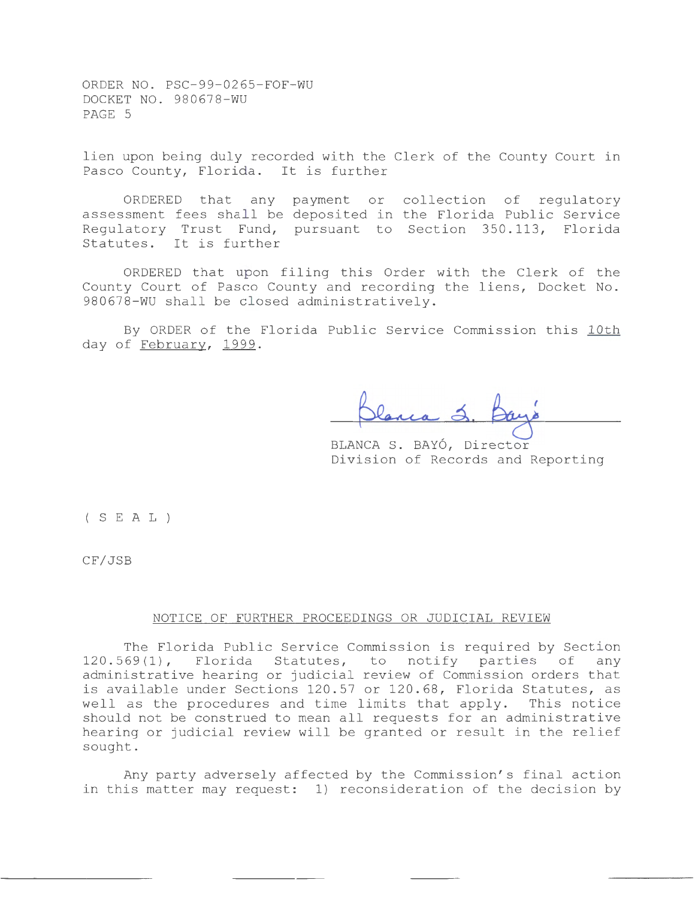lien upon being duly recorded with the Clerk of the County Court in Pasco County, Florida. It is further

ORDERED that any payment or collection of regulatory assessment fees shall be deposited in the Florida Public Service Regulatory Trust Fund, pursuant to Section 350.113, Florida Statutes. It is further

ORDERED that upon filing this Order with the Clerk of the County Court of Pasco County and recording the liens, Docket No. 980678-WU shall be closed administratively.

By ORDER of the Florida Public Service Commission this 10th day of February, 1999.

BLANCA S. BAYÓ, Director
Division of Records and Reporting

( S E A L )

CF/JSB

## NOTICE OF FURTHER PROCEEDINGS OR JUDICIAL REVIEW

The Florida Public Service Commission is required by Section 120.569(1), Florida Statutes, to notify parties of any administrative hearing or judicial review of Commission orders that is available under Sections 120.57 or 120.68, Florida Statutes, as well as the procedures and time limits that apply. This notice should not be construed to mean all requests for an administrative hearing or judicial review will be granted or result in the relief sought.

Any party adversely affected by the Commission's final action in this matter may request: 1) reconsideration of the decision by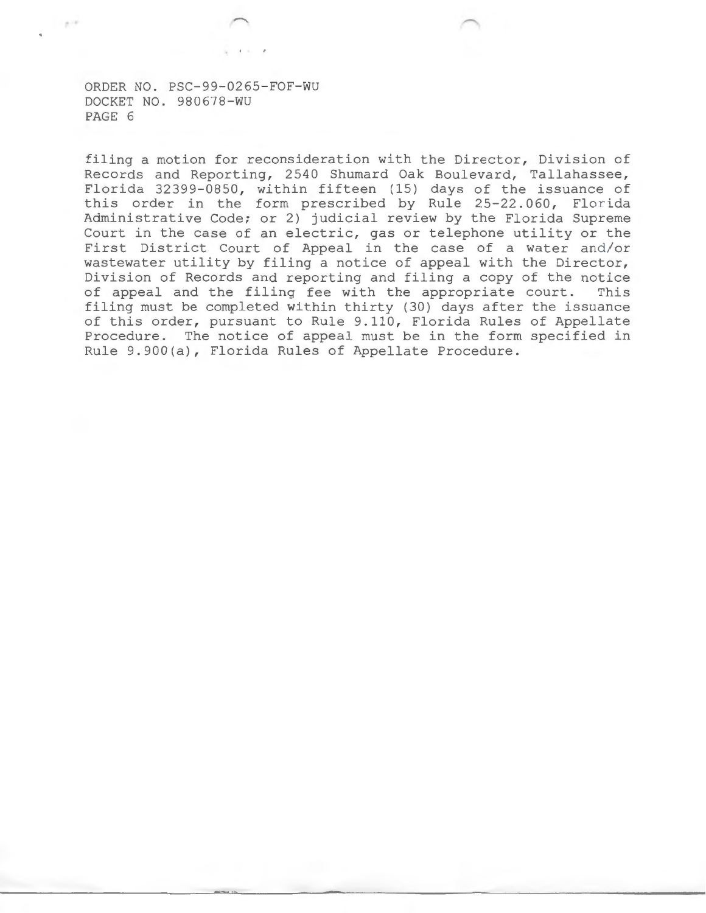filing a motion for reconsideration with the Director, Division of Records and Reporting, 2540 Shumard Oak Boulevard, Tallahassee, Florida 32399-0850, within fifteen (15) days of the issuance of this order in the form prescribed by Rule 25-22.060, Florida Administrative Code; or 2) judicial review by the Florida Supreme Court in the case of an electric, gas or telephone utility or the First District Court of Appeal in the case of a water and/or wastewater utility by filing a notice of appeal with the Director, Division of Records and reporting and filing a copy of the notice of appeal and the filing fee with the appropriate court. This filing must be completed within thirty (30) days after the issuance of this order, pursuant to Rule 9.110, Florida Rules of Appellate Procedure. The notice of appeal must be in the form specified in Rule 9.900(a), Florida Rules of Appellate Procedure.